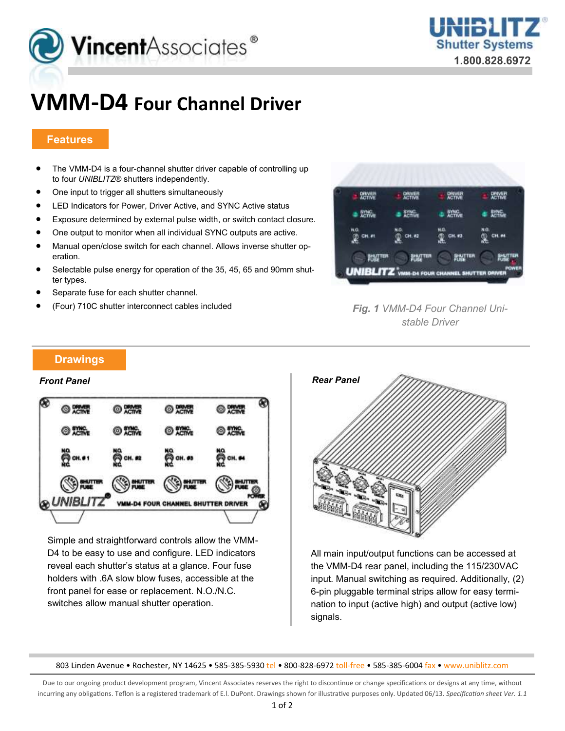# VMM-D4 Four Channel Driver

## Features

- The VMM-D4 is a four-channel shutter driver capable of controlling up to four *UNIBLITZ*® shutters independently.
- One input to trigger all shutters simultaneously
- LED Indicators for Power, Driver Active, and SYNC Active status
- Exposure determined by external pulse width, or switch contact closure.
- One output to monitor when all individual SYNC outputs are active.
- Manual open/close switch for each channel. Allows inverse shutter operation.
- Selectable pulse energy for operation of the 35, 45, 65 and 90mm shutter types.
- Separate fuse for each shutter channel.
- (Four) 710C shutter interconnect cables included

***Fig. 1*** *VMM-D4 Four Channel Unistable Driver*

## Drawings

***Front Panel***

Simple and straightforward controls allow the VMM-D4 to be easy to use and configure. LED indicators reveal each shutter's status at a glance. Four fuse holders with .6A slow blow fuses, accessible at the front panel for ease or replacement. N.O./N.C. switches allow manual shutter operation.

***Rear Panel***

All main input/output functions can be accessed at the VMM-D4 rear panel, including the 115/230VAC input. Manual switching as required. Additionally, (2) 6-pin pluggable terminal strips allow for easy termination to input (active high) and output (active low) signals.

803 Linden Avenue • Rochester, NY 14625 • 585-385-5930 tel • 800-828-6972 toll-free • 585-385-6004 fax • www.uniblitz.com

Due to our ongoing product development program, Vincent Associates reserves the right to discontinue or change specifications or designs at any time, without incurring any obligations. Teflon is a registered trademark of E.I. DuPont. Drawings shown for illustrative purposes only. Updated 06/13. *Specification sheet Ver. 1.1*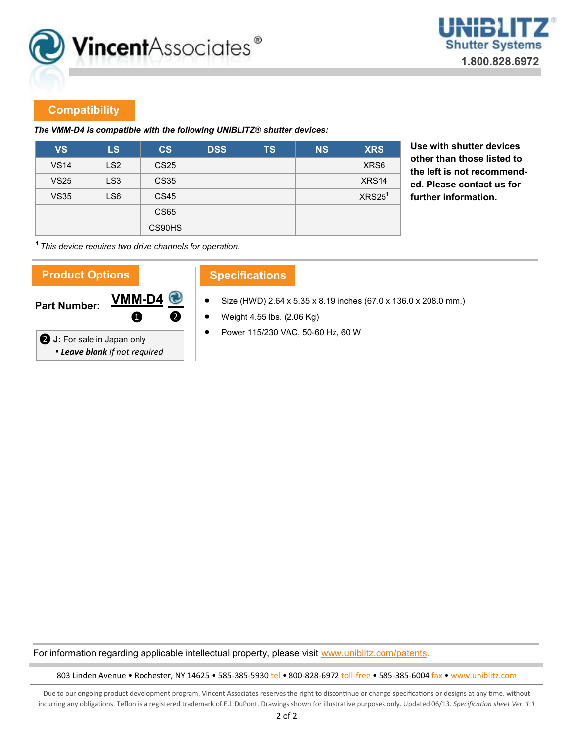## Compatibility

***The VMM-D4 is compatible with the following UNIBLITZ® shutter devices:***

| VS | LS | CS | DSS | TS | NS | XRS |
|---|---|---|---|---|---|---|
| VS14 | LS2 | CS25 | | | | XRS6 |
| VS25 | LS3 | CS35 | | | | XRS14 |
| VS35 | LS6 | CS45 | | | | XRS25[1] |
| | | CS65 | | | | |
| | | CS90HS | | | | |

**Use with shutter devices other than those listed to the left is not recommended. Please contact us for further information.**

[1] *This device requires two drive channels for operation.*

## Product Options

**Part Number:** **VMM-D4** ❶ ❷

❷ **J:** For sale in Japan only
- ***Leave blank*** *if not required*

## Specifications

- Size (HWD) 2.64 x 5.35 x 8.19 inches (67.0 x 136.0 x 208.0 mm.)
- Weight 4.55 lbs. (2.06 Kg)
- Power 115/230 VAC, 50-60 Hz, 60 W

For information regarding applicable intellectual property, please visit www.uniblitz.com/patents.

803 Linden Avenue • Rochester, NY 14625 • 585-385-5930 tel • 800-828-6972 toll-free • 585-385-6004 fax • www.uniblitz.com

Due to our ongoing product development program, Vincent Associates reserves the right to discontinue or change specifications or designs at any time, without incurring any obligations. Teflon is a registered trademark of E.I. DuPont. Drawings shown for illustrative purposes only. Updated 06/13. *Specification sheet Ver. 1.1*